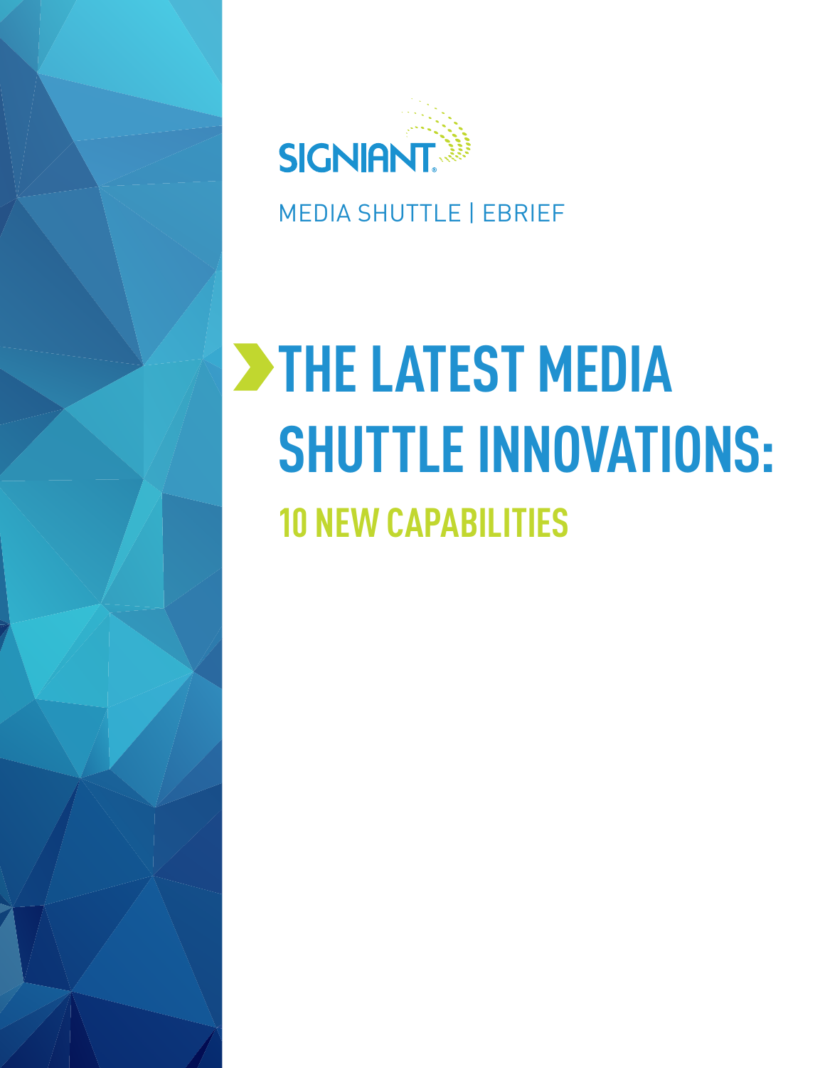SIGNIANT

MEDIA SHUTTLE | EBRIEF

# THE LATEST MEDIA SHUTTLE INNOVATIONS:

## 10 NEW CAPABILITIES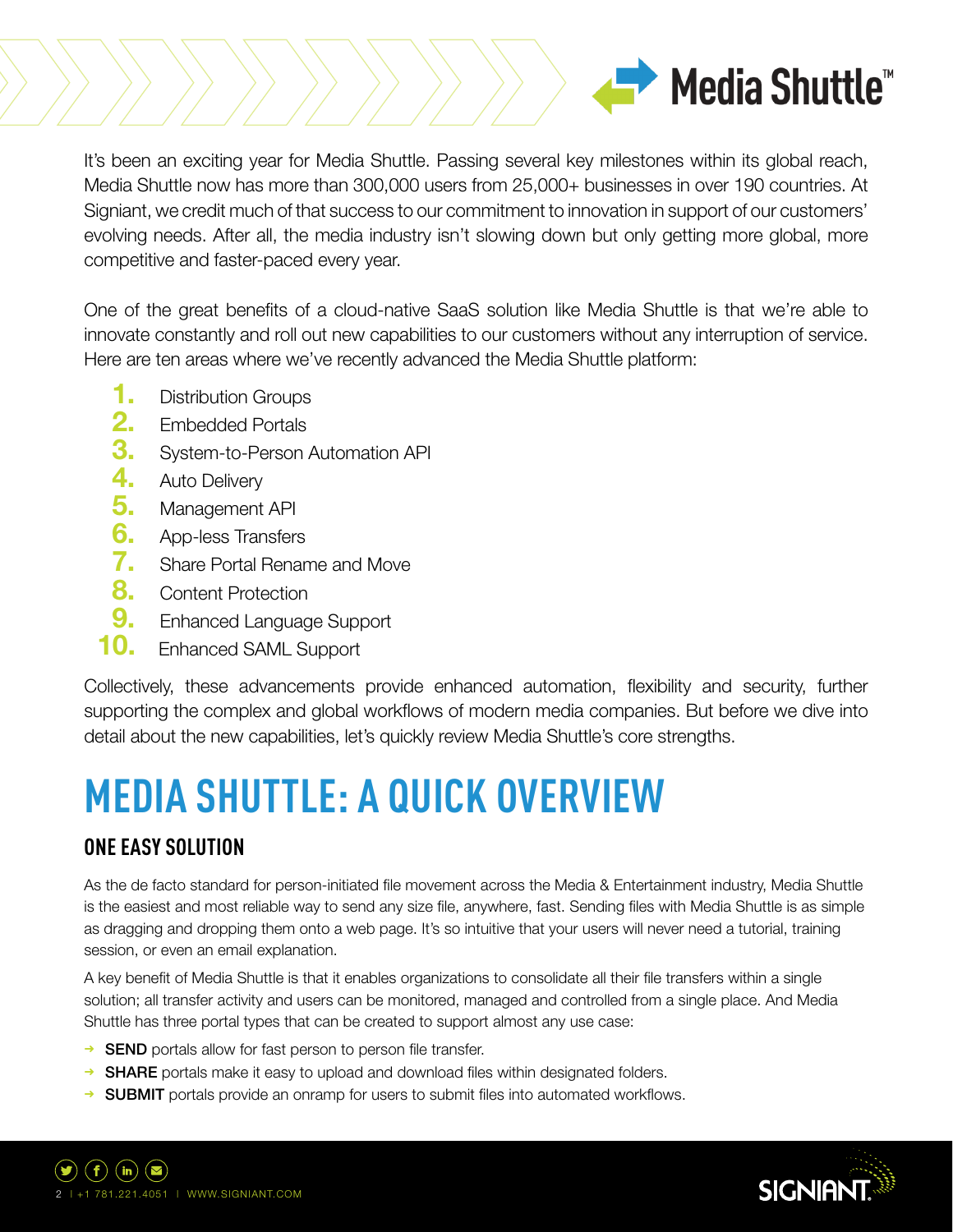It's been an exciting year for Media Shuttle. Passing several key milestones within its global reach, Media Shuttle now has more than 300,000 users from 25,000+ businesses in over 190 countries. At Signiant, we credit much of that success to our commitment to innovation in support of our customers' evolving needs. After all, the media industry isn't slowing down but only getting more global, more competitive and faster-paced every year.

One of the great benefits of a cloud-native SaaS solution like Media Shuttle is that we're able to innovate constantly and roll out new capabilities to our customers without any interruption of service. Here are ten areas where we've recently advanced the Media Shuttle platform:

1. Distribution Groups
2. Embedded Portals
3. System-to-Person Automation API
4. Auto Delivery
5. Management API
6. App-less Transfers
7. Share Portal Rename and Move
8. Content Protection
9. Enhanced Language Support
10. Enhanced SAML Support

Collectively, these advancements provide enhanced automation, flexibility and security, further supporting the complex and global workflows of modern media companies. But before we dive into detail about the new capabilities, let's quickly review Media Shuttle's core strengths.

# MEDIA SHUTTLE: A QUICK OVERVIEW

## ONE EASY SOLUTION

As the de facto standard for person-initiated file movement across the Media & Entertainment industry, Media Shuttle is the easiest and most reliable way to send any size file, anywhere, fast. Sending files with Media Shuttle is as simple as dragging and dropping them onto a web page. It's so intuitive that your users will never need a tutorial, training session, or even an email explanation.

A key benefit of Media Shuttle is that it enables organizations to consolidate all their file transfers within a single solution; all transfer activity and users can be monitored, managed and controlled from a single place. And Media Shuttle has three portal types that can be created to support almost any use case:

- **SEND** portals allow for fast person to person file transfer.
- **SHARE** portals make it easy to upload and download files within designated folders.
- **SUBMIT** portals provide an onramp for users to submit files into automated workflows.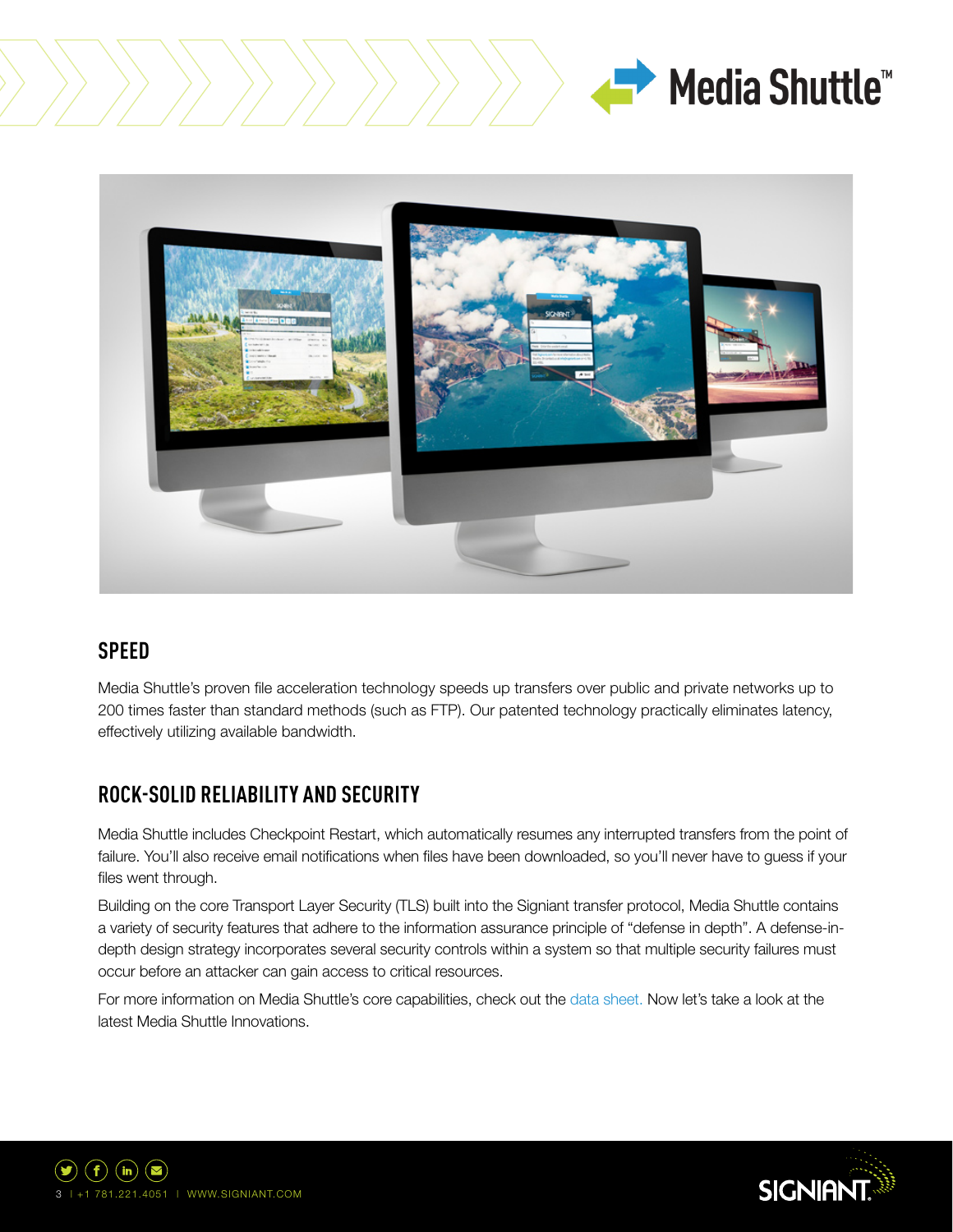## SPEED

Media Shuttle's proven file acceleration technology speeds up transfers over public and private networks up to 200 times faster than standard methods (such as FTP). Our patented technology practically eliminates latency, effectively utilizing available bandwidth.

## ROCK-SOLID RELIABILITY AND SECURITY

Media Shuttle includes Checkpoint Restart, which automatically resumes any interrupted transfers from the point of failure. You'll also receive email notifications when files have been downloaded, so you'll never have to guess if your files went through.

Building on the core Transport Layer Security (TLS) built into the Signiant transfer protocol, Media Shuttle contains a variety of security features that adhere to the information assurance principle of "defense in depth". A defense-in-depth design strategy incorporates several security controls within a system so that multiple security failures must occur before an attacker can gain access to critical resources.

For more information on Media Shuttle's core capabilities, check out the data sheet. Now let's take a look at the latest Media Shuttle Innovations.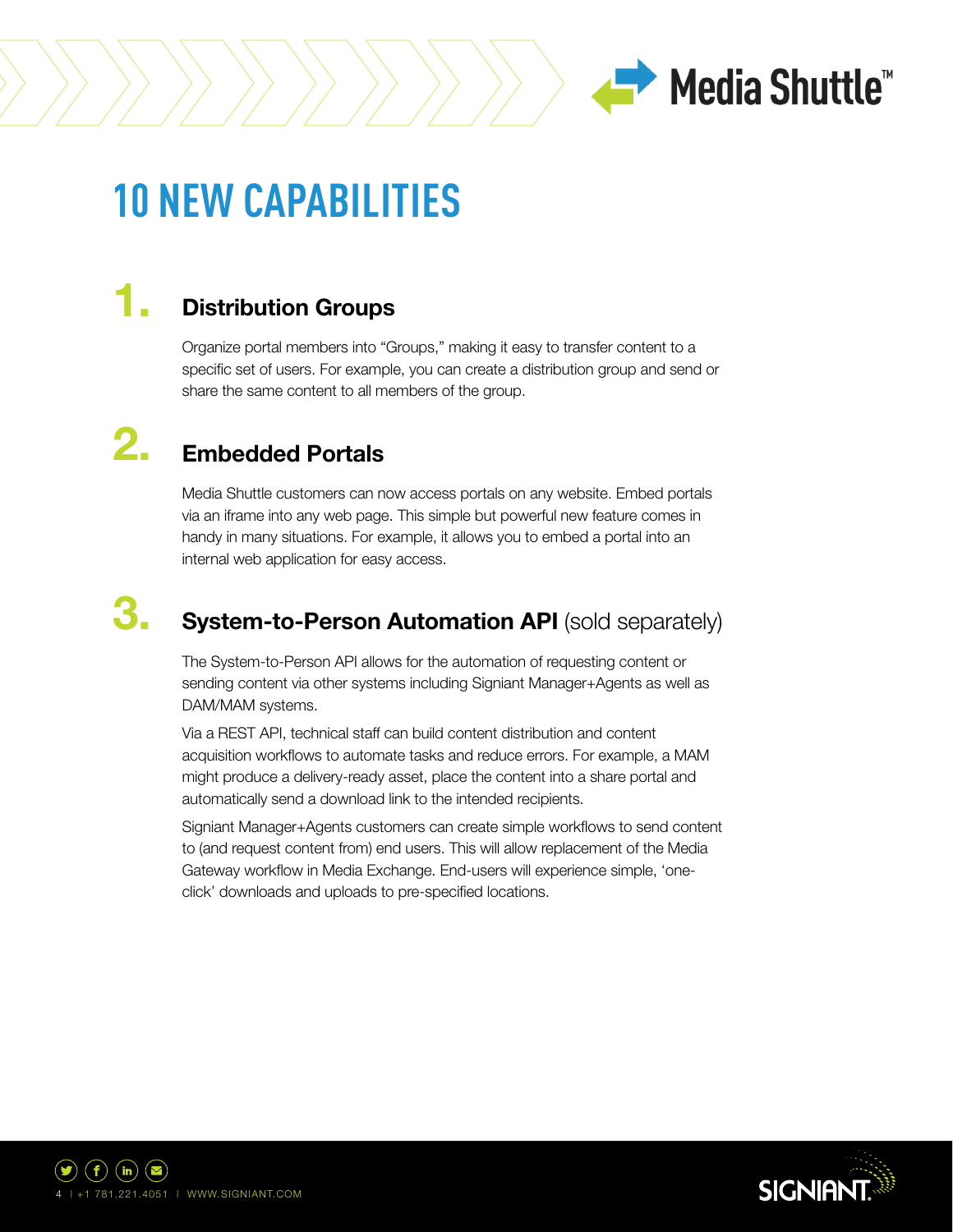# 10 NEW CAPABILITIES

## 1. Distribution Groups

Organize portal members into "Groups," making it easy to transfer content to a specific set of users. For example, you can create a distribution group and send or share the same content to all members of the group.

## 2. Embedded Portals

Media Shuttle customers can now access portals on any website. Embed portals via an iframe into any web page. This simple but powerful new feature comes in handy in many situations. For example, it allows you to embed a portal into an internal web application for easy access.

## 3. System-to-Person Automation API (sold separately)

The System-to-Person API allows for the automation of requesting content or sending content via other systems including Signiant Manager+Agents as well as DAM/MAM systems.

Via a REST API, technical staff can build content distribution and content acquisition workflows to automate tasks and reduce errors. For example, a MAM might produce a delivery-ready asset, place the content into a share portal and automatically send a download link to the intended recipients.

Signiant Manager+Agents customers can create simple workflows to send content to (and request content from) end users. This will allow replacement of the Media Gateway workflow in Media Exchange. End-users will experience simple, 'one-click' downloads and uploads to pre-specified locations.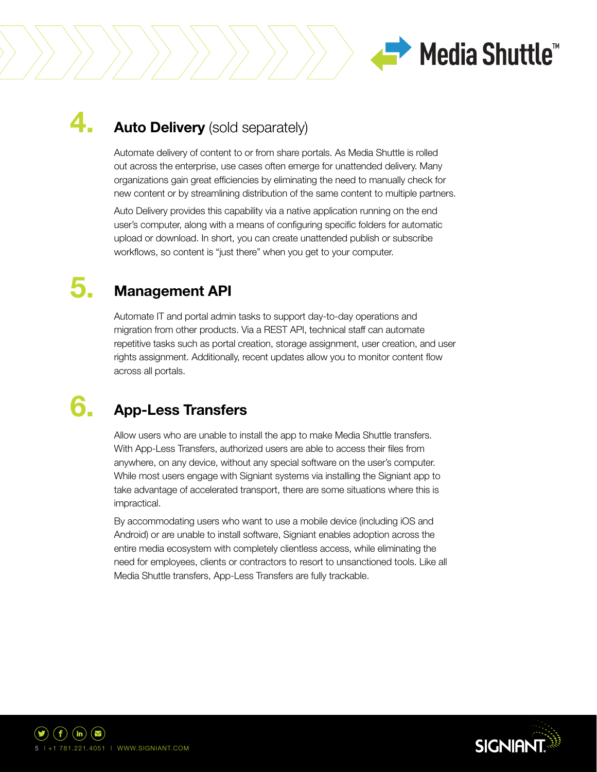## 4. **Auto Delivery** (sold separately)

Automate delivery of content to or from share portals. As Media Shuttle is rolled out across the enterprise, use cases often emerge for unattended delivery. Many organizations gain great efficiencies by eliminating the need to manually check for new content or by streamlining distribution of the same content to multiple partners.

Auto Delivery provides this capability via a native application running on the end user's computer, along with a means of configuring specific folders for automatic upload or download. In short, you can create unattended publish or subscribe workflows, so content is "just there" when you get to your computer.

## 5. Management API

Automate IT and portal admin tasks to support day-to-day operations and migration from other products. Via a REST API, technical staff can automate repetitive tasks such as portal creation, storage assignment, user creation, and user rights assignment. Additionally, recent updates allow you to monitor content flow across all portals.

## 6. App-Less Transfers

Allow users who are unable to install the app to make Media Shuttle transfers. With App-Less Transfers, authorized users are able to access their files from anywhere, on any device, without any special software on the user's computer. While most users engage with Signiant systems via installing the Signiant app to take advantage of accelerated transport, there are some situations where this is impractical.

By accommodating users who want to use a mobile device (including iOS and Android) or are unable to install software, Signiant enables adoption across the entire media ecosystem with completely clientless access, while eliminating the need for employees, clients or contractors to resort to unsanctioned tools. Like all Media Shuttle transfers, App-Less Transfers are fully trackable.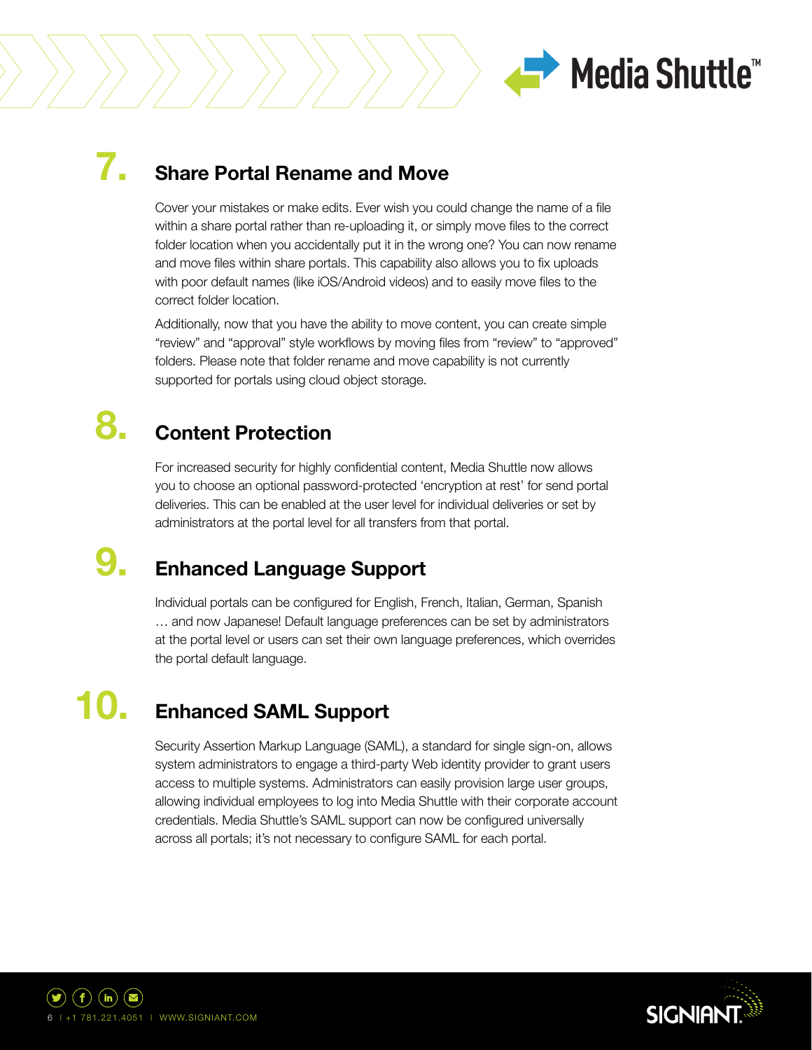## 7. Share Portal Rename and Move

Cover your mistakes or make edits. Ever wish you could change the name of a file within a share portal rather than re-uploading it, or simply move files to the correct folder location when you accidentally put it in the wrong one? You can now rename and move files within share portals. This capability also allows you to fix uploads with poor default names (like iOS/Android videos) and to easily move files to the correct folder location.

Additionally, now that you have the ability to move content, you can create simple "review" and "approval" style workflows by moving files from "review" to "approved" folders. Please note that folder rename and move capability is not currently supported for portals using cloud object storage.

## 8. Content Protection

For increased security for highly confidential content, Media Shuttle now allows you to choose an optional password-protected 'encryption at rest' for send portal deliveries. This can be enabled at the user level for individual deliveries or set by administrators at the portal level for all transfers from that portal.

## 9. Enhanced Language Support

Individual portals can be configured for English, French, Italian, German, Spanish … and now Japanese! Default language preferences can be set by administrators at the portal level or users can set their own language preferences, which overrides the portal default language.

## 10. Enhanced SAML Support

Security Assertion Markup Language (SAML), a standard for single sign-on, allows system administrators to engage a third-party Web identity provider to grant users access to multiple systems. Administrators can easily provision large user groups, allowing individual employees to log into Media Shuttle with their corporate account credentials. Media Shuttle's SAML support can now be configured universally across all portals; it's not necessary to configure SAML for each portal.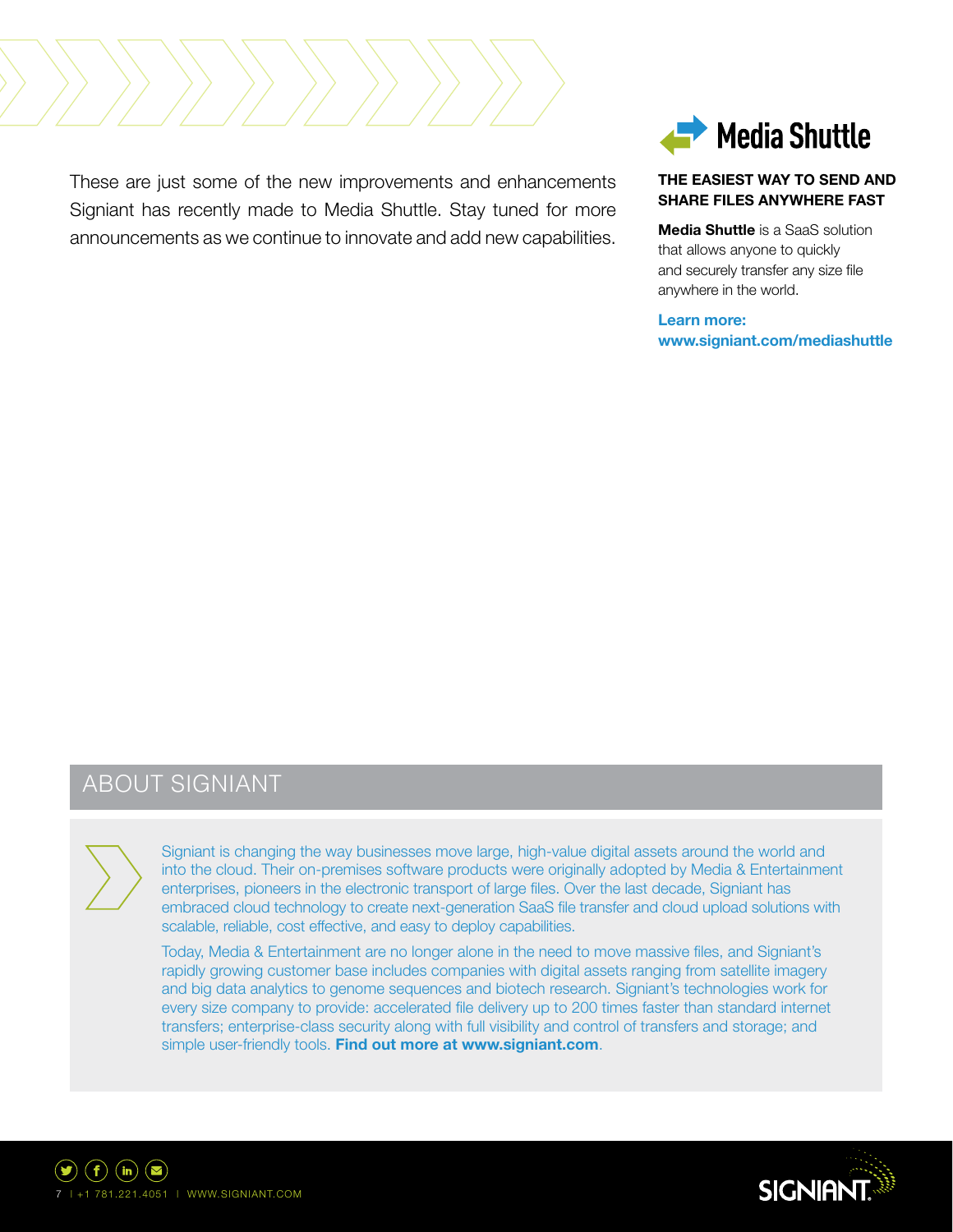These are just some of the new improvements and enhancements Signiant has recently made to Media Shuttle. Stay tuned for more announcements as we continue to innovate and add new capabilities.

## Media Shuttle

**THE EASIEST WAY TO SEND AND SHARE FILES ANYWHERE FAST**

**Media Shuttle** is a SaaS solution that allows anyone to quickly and securely transfer any size file anywhere in the world.

**Learn more: www.signiant.com/mediashuttle**

## ABOUT SIGNIANT

Signiant is changing the way businesses move large, high-value digital assets around the world and into the cloud. Their on-premises software products were originally adopted by Media & Entertainment enterprises, pioneers in the electronic transport of large files. Over the last decade, Signiant has embraced cloud technology to create next-generation SaaS file transfer and cloud upload solutions with scalable, reliable, cost effective, and easy to deploy capabilities.

Today, Media & Entertainment are no longer alone in the need to move massive files, and Signiant's rapidly growing customer base includes companies with digital assets ranging from satellite imagery and big data analytics to genome sequences and biotech research. Signiant's technologies work for every size company to provide: accelerated file delivery up to 200 times faster than standard internet transfers; enterprise-class security along with full visibility and control of transfers and storage; and simple user-friendly tools. **Find out more at www.signiant.com**.

+1 781.221.4051 I WWW.SIGNIANT.COM